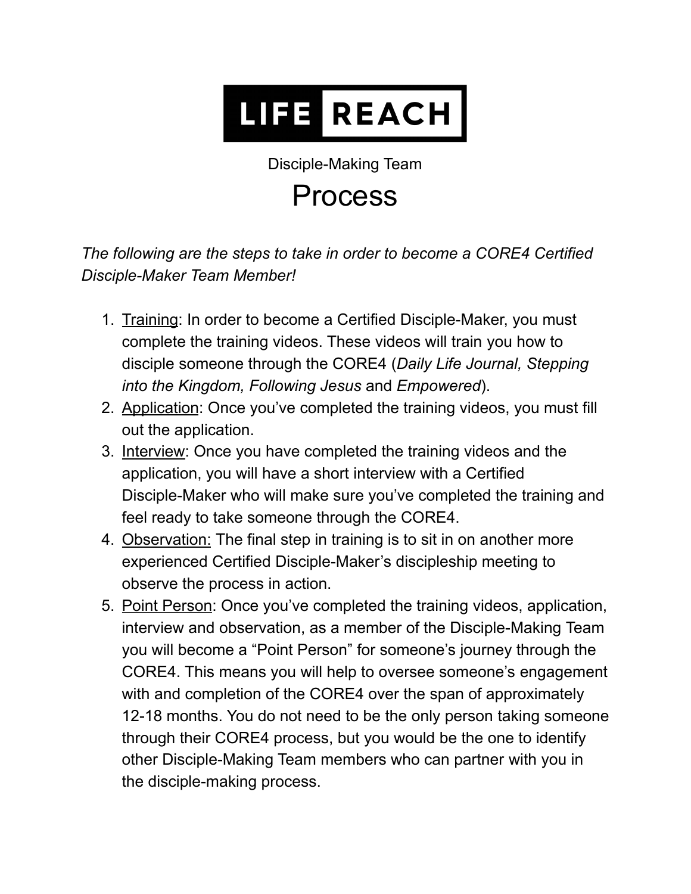# LIFE REACH

Disciple-Making Team

# Process

*The following are the steps to take in order to become a CORE4 Certified Disciple-Maker Team Member!*

1. <u>Training</u>: In order to become a Certified Disciple-Maker, you must complete the training videos. These videos will train you how to disciple someone through the CORE4 (*Daily Life Journal, Stepping into the Kingdom, Following Jesus* and *Empowered*).
2. <u>Application</u>: Once you've completed the training videos, you must fill out the application.
3. <u>Interview</u>: Once you have completed the training videos and the application, you will have a short interview with a Certified Disciple-Maker who will make sure you've completed the training and feel ready to take someone through the CORE4.
4. <u>Observation:</u> The final step in training is to sit in on another more experienced Certified Disciple-Maker's discipleship meeting to observe the process in action.
5. <u>Point Person</u>: Once you've completed the training videos, application, interview and observation, as a member of the Disciple-Making Team you will become a "Point Person" for someone's journey through the CORE4. This means you will help to oversee someone's engagement with and completion of the CORE4 over the span of approximately 12-18 months. You do not need to be the only person taking someone through their CORE4 process, but you would be the one to identify other Disciple-Making Team members who can partner with you in the disciple-making process.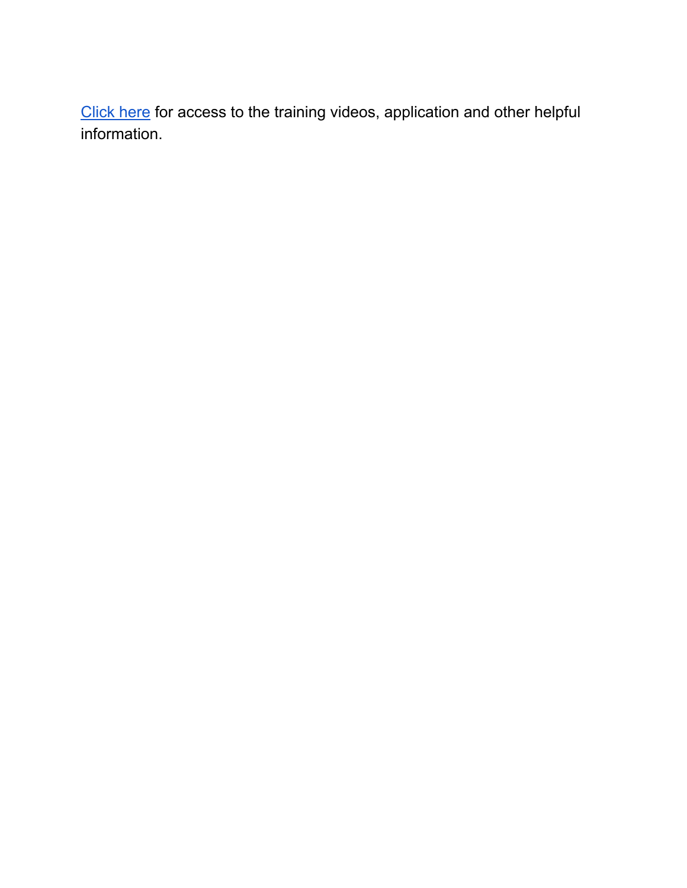Click here for access to the training videos, application and other helpful information.